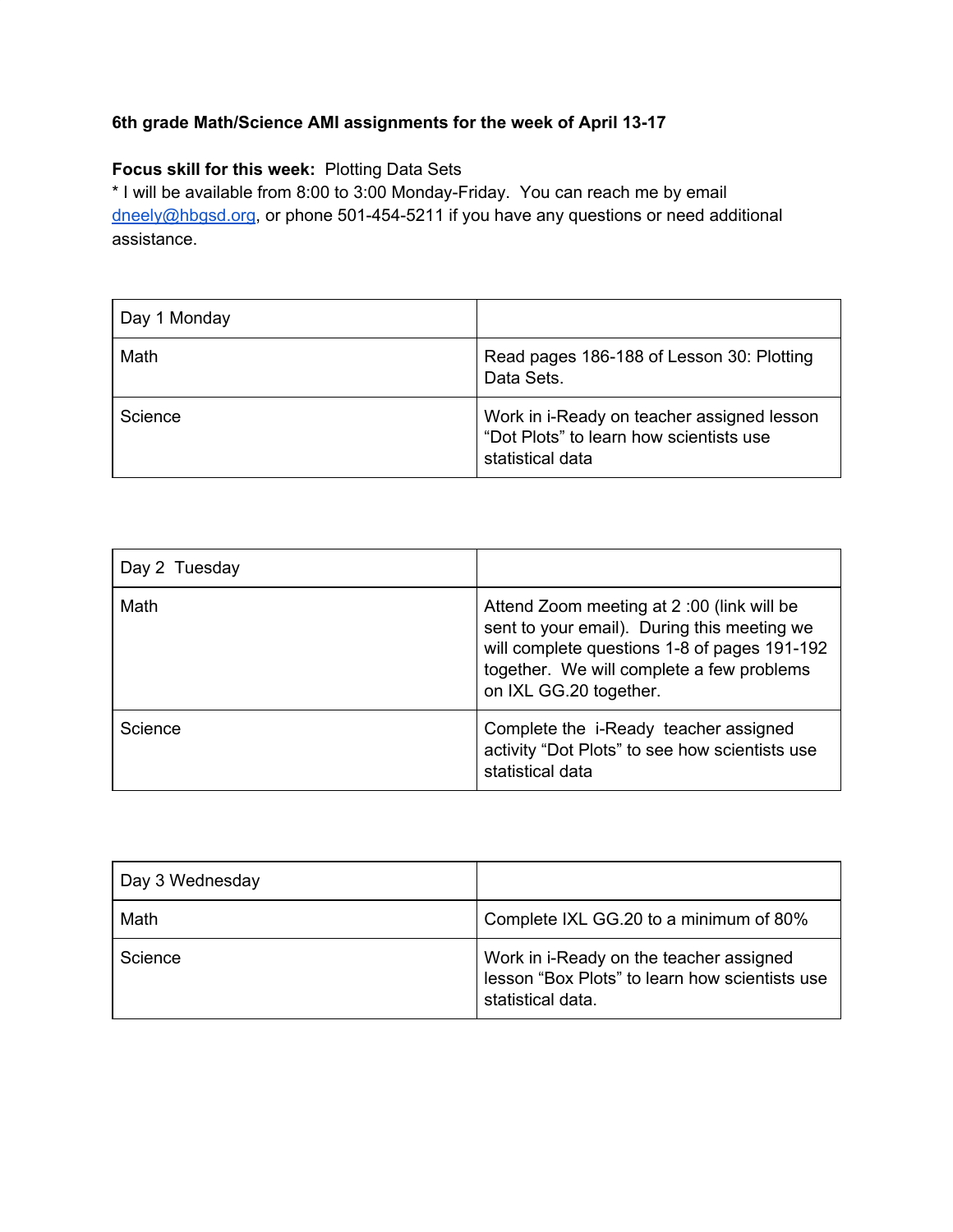**6th grade Math/Science AMI assignments for the week of April 13-17**

**Focus skill for this week:** Plotting Data Sets

* I will be available from 8:00 to 3:00 Monday-Friday. You can reach me by email dneely@hbgsd.org, or phone 501-454-5211 if you have any questions or need additional assistance.

| Day 1 Monday | |
|---|---|
| Math | Read pages 186-188 of Lesson 30: Plotting Data Sets. |
| Science | Work in i-Ready on teacher assigned lesson “Dot Plots” to learn how scientists use statistical data |

| Day 2 Tuesday | |
|---|---|
| Math | Attend Zoom meeting at 2 :00 (link will be sent to your email). During this meeting we will complete questions 1-8 of pages 191-192 together. We will complete a few problems on IXL GG.20 together. |
| Science | Complete the i-Ready teacher assigned activity “Dot Plots” to see how scientists use statistical data |

| Day 3 Wednesday | |
|---|---|
| Math | Complete IXL GG.20 to a minimum of 80% |
| Science | Work in i-Ready on the teacher assigned lesson “Box Plots” to learn how scientists use statistical data. |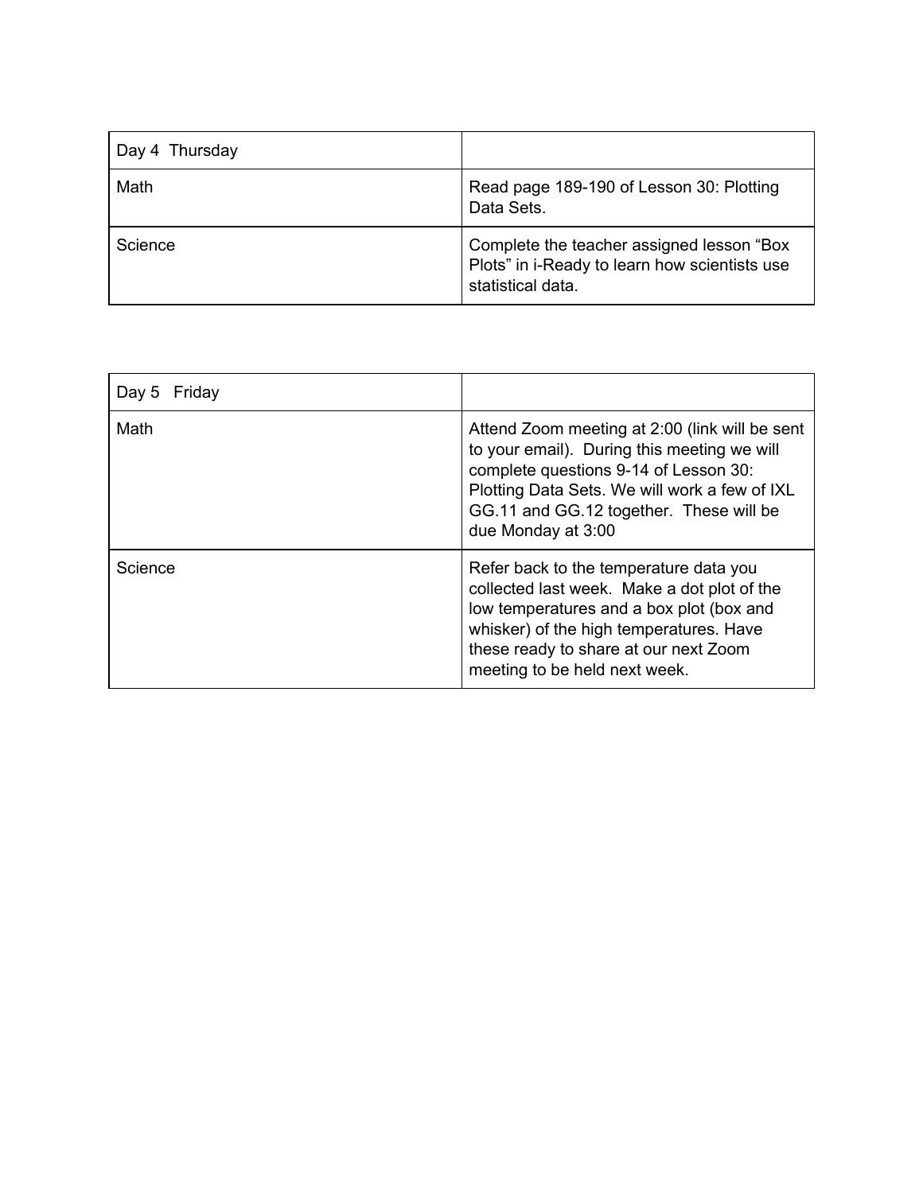| Day 4 Thursday | |
| --- | --- |
| Math | Read page 189-190 of Lesson 30: Plotting Data Sets. |
| Science | Complete the teacher assigned lesson “Box Plots” in i-Ready to learn how scientists use statistical data. |

| Day 5 Friday | |
| --- | --- |
| Math | Attend Zoom meeting at 2:00 (link will be sent to your email). During this meeting we will complete questions 9-14 of Lesson 30: Plotting Data Sets. We will work a few of IXL GG.11 and GG.12 together. These will be due Monday at 3:00 |
| Science | Refer back to the temperature data you collected last week. Make a dot plot of the low temperatures and a box plot (box and whisker) of the high temperatures. Have these ready to share at our next Zoom meeting to be held next week. |